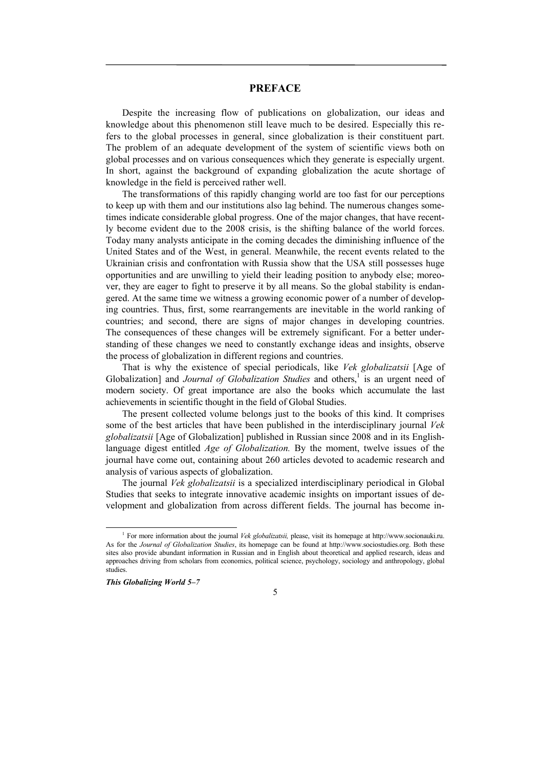# PREFACE

Despite the increasing flow of publications on globalization, our ideas and knowledge about this phenomenon still leave much to be desired. Especially this refers to the global processes in general, since globalization is their constituent part. The problem of an adequate development of the system of scientific views both on global processes and on various consequences which they generate is especially urgent. In short, against the background of expanding globalization the acute shortage of knowledge in the field is perceived rather well.

The transformations of this rapidly changing world are too fast for our perceptions to keep up with them and our institutions also lag behind. The numerous changes sometimes indicate considerable global progress. One of the major changes, that have recently become evident due to the 2008 crisis, is the shifting balance of the world forces. Today many analysts anticipate in the coming decades the diminishing influence of the United States and of the West, in general. Meanwhile, the recent events related to the Ukrainian crisis and confrontation with Russia show that the USA still possesses huge opportunities and are unwilling to yield their leading position to anybody else; moreover, they are eager to fight to preserve it by all means. So the global stability is endangered. At the same time we witness a growing economic power of a number of developing countries. Thus, first, some rearrangements are inevitable in the world ranking of countries; and second, there are signs of major changes in developing countries. The consequences of these changes will be extremely significant. For a better understanding of these changes we need to constantly exchange ideas and insights, observe the process of globalization in different regions and countries.

That is why the existence of special periodicals, like *Vek globalizatsii* [Age of Globalization] and *Journal of Globalization Studies* and others,[1] is an urgent need of modern society. Of great importance are also the books which accumulate the last achievements in scientific thought in the field of Global Studies.

The present collected volume belongs just to the books of this kind. It comprises some of the best articles that have been published in the interdisciplinary journal *Vek globalizatsii* [Age of Globalization] published in Russian since 2008 and in its English-language digest entitled *Age of Globalization.* By the moment, twelve issues of the journal have come out, containing about 260 articles devoted to academic research and analysis of various aspects of globalization.

The journal *Vek globalizatsii* is a specialized interdisciplinary periodical in Global Studies that seeks to integrate innovative academic insights on important issues of development and globalization from across different fields. The journal has become in-

[1] For more information about the journal *Vek globalizatsii,* please, visit its homepage at http://www.socionauki.ru. As for the *Journal of Globalization Studies*, its homepage can be found at http://www.sociostudies.org. Both these sites also provide abundant information in Russian and in English about theoretical and applied research, ideas and approaches driving from scholars from economics, political science, psychology, sociology and anthropology, global studies.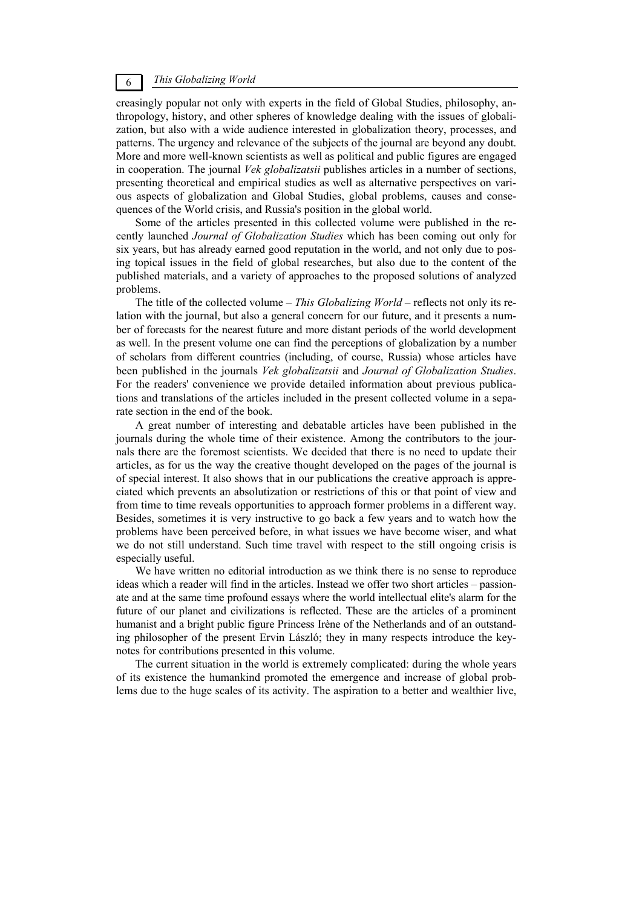creasingly popular not only with experts in the field of Global Studies, philosophy, anthropology, history, and other spheres of knowledge dealing with the issues of globalization, but also with a wide audience interested in globalization theory, processes, and patterns. The urgency and relevance of the subjects of the journal are beyond any doubt. More and more well-known scientists as well as political and public figures are engaged in cooperation. The journal *Vek globalizatsii* publishes articles in a number of sections, presenting theoretical and empirical studies as well as alternative perspectives on various aspects of globalization and Global Studies, global problems, causes and consequences of the World crisis, and Russia's position in the global world.

Some of the articles presented in this collected volume were published in the recently launched *Journal of Globalization Studies* which has been coming out only for six years, but has already earned good reputation in the world, and not only due to posing topical issues in the field of global researches, but also due to the content of the published materials, and a variety of approaches to the proposed solutions of analyzed problems.

The title of the collected volume – *This Globalizing World* – reflects not only its relation with the journal, but also a general concern for our future, and it presents a number of forecasts for the nearest future and more distant periods of the world development as well. In the present volume one can find the perceptions of globalization by a number of scholars from different countries (including, of course, Russia) whose articles have been published in the journals *Vek globalizatsii* and *Journal of Globalization Studies*. For the readers' convenience we provide detailed information about previous publications and translations of the articles included in the present collected volume in a separate section in the end of the book.

A great number of interesting and debatable articles have been published in the journals during the whole time of their existence. Among the contributors to the journals there are the foremost scientists. We decided that there is no need to update their articles, as for us the way the creative thought developed on the pages of the journal is of special interest. It also shows that in our publications the creative approach is appreciated which prevents an absolutization or restrictions of this or that point of view and from time to time reveals opportunities to approach former problems in a different way. Besides, sometimes it is very instructive to go back a few years and to watch how the problems have been perceived before, in what issues we have become wiser, and what we do not still understand. Such time travel with respect to the still ongoing crisis is especially useful.

We have written no editorial introduction as we think there is no sense to reproduce ideas which a reader will find in the articles. Instead we offer two short articles – passionate and at the same time profound essays where the world intellectual elite's alarm for the future of our planet and civilizations is reflected. These are the articles of a prominent humanist and a bright public figure Princess Irène of the Netherlands and of an outstanding philosopher of the present Ervin László; they in many respects introduce the keynotes for contributions presented in this volume.

The current situation in the world is extremely complicated: during the whole years of its existence the humankind promoted the emergence and increase of global problems due to the huge scales of its activity. The aspiration to a better and wealthier live,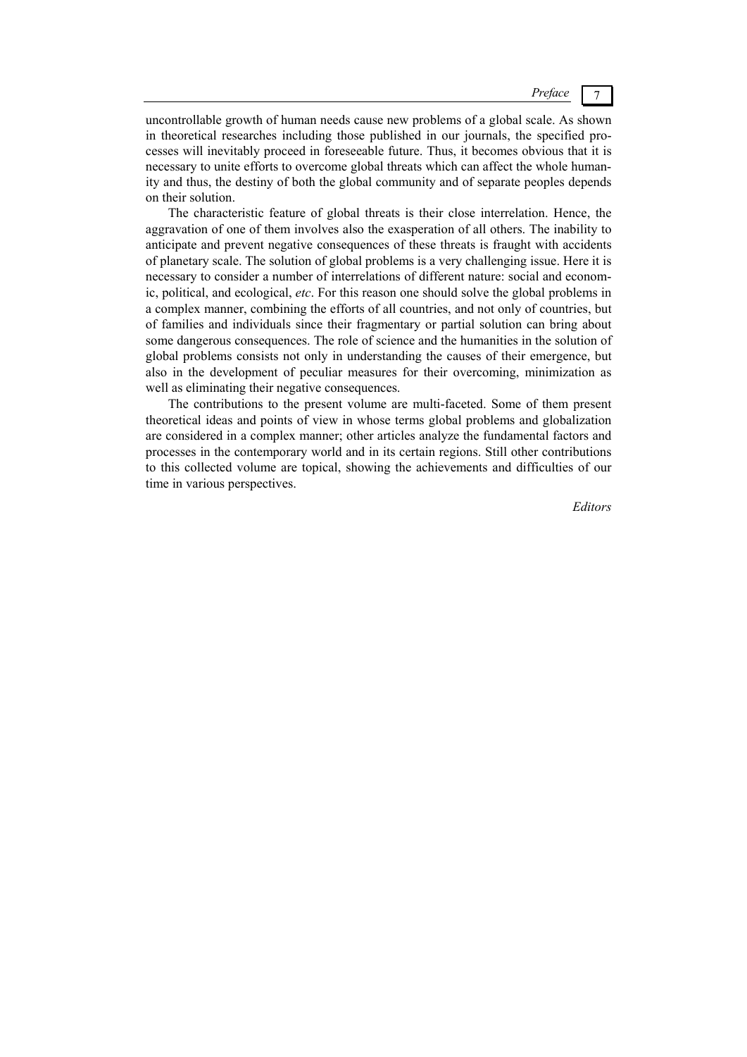uncontrollable growth of human needs cause new problems of a global scale. As shown in theoretical researches including those published in our journals, the specified processes will inevitably proceed in foreseeable future. Thus, it becomes obvious that it is necessary to unite efforts to overcome global threats which can affect the whole humanity and thus, the destiny of both the global community and of separate peoples depends on their solution.

The characteristic feature of global threats is their close interrelation. Hence, the aggravation of one of them involves also the exasperation of all others. The inability to anticipate and prevent negative consequences of these threats is fraught with accidents of planetary scale. The solution of global problems is a very challenging issue. Here it is necessary to consider a number of interrelations of different nature: social and economic, political, and ecological, *etc*. For this reason one should solve the global problems in a complex manner, combining the efforts of all countries, and not only of countries, but of families and individuals since their fragmentary or partial solution can bring about some dangerous consequences. The role of science and the humanities in the solution of global problems consists not only in understanding the causes of their emergence, but also in the development of peculiar measures for their overcoming, minimization as well as eliminating their negative consequences.

The contributions to the present volume are multi-faceted. Some of them present theoretical ideas and points of view in whose terms global problems and globalization are considered in a complex manner; other articles analyze the fundamental factors and processes in the contemporary world and in its certain regions. Still other contributions to this collected volume are topical, showing the achievements and difficulties of our time in various perspectives.

*Editors*